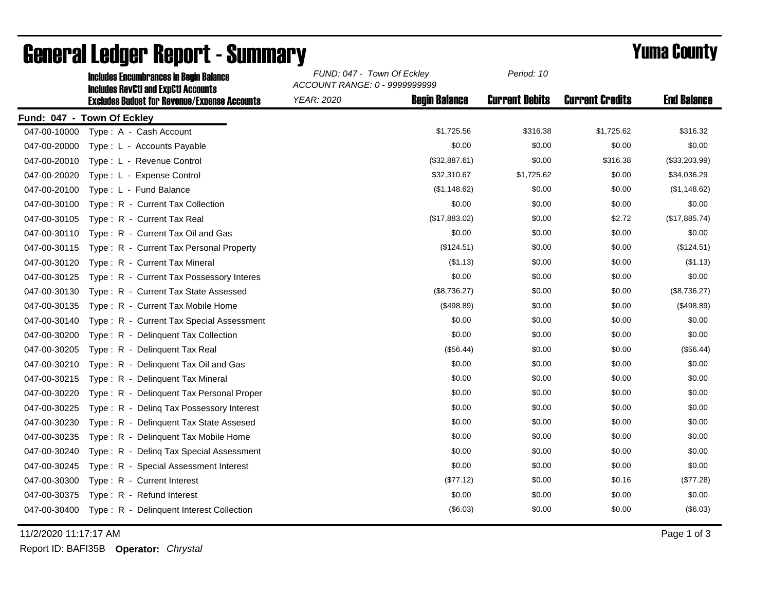# General Ledger Report - Summary

## Yuma County

**Includes Encumbrances in Begin Balance**
**Includes RevCtl and ExpCtl Accounts**
**Excludes Budget for Revenue/Expense Accounts**

*FUND: 047 - Town Of Eckley*
*ACCOUNT RANGE: 0 - 9999999999*
*YEAR: 2020*
*Period: 10*

**Fund: 047 - Town Of Eckley**

| Account | Description | Begin Balance | Current Debits | Current Credits | End Balance |
|---|---|---|---|---|---|
| 047-00-10000 | Type : A - Cash Account | $1,725.56 | $316.38 | $1,725.62 | $316.32 |
| 047-00-20000 | Type : L - Accounts Payable | $0.00 | $0.00 | $0.00 | $0.00 |
| 047-00-20010 | Type : L - Revenue Control | ($32,887.61) | $0.00 | $316.38 | ($33,203.99) |
| 047-00-20020 | Type : L - Expense Control | $32,310.67 | $1,725.62 | $0.00 | $34,036.29 |
| 047-00-20100 | Type : L - Fund Balance | ($1,148.62) | $0.00 | $0.00 | ($1,148.62) |
| 047-00-30100 | Type : R - Current Tax Collection | $0.00 | $0.00 | $0.00 | $0.00 |
| 047-00-30105 | Type : R - Current Tax Real | ($17,883.02) | $0.00 | $2.72 | ($17,885.74) |
| 047-00-30110 | Type : R - Current Tax Oil and Gas | $0.00 | $0.00 | $0.00 | $0.00 |
| 047-00-30115 | Type : R - Current Tax Personal Property | ($124.51) | $0.00 | $0.00 | ($124.51) |
| 047-00-30120 | Type : R - Current Tax Mineral | ($1.13) | $0.00 | $0.00 | ($1.13) |
| 047-00-30125 | Type : R - Current Tax Possessory Interes | $0.00 | $0.00 | $0.00 | $0.00 |
| 047-00-30130 | Type : R - Current Tax State Assessed | ($8,736.27) | $0.00 | $0.00 | ($8,736.27) |
| 047-00-30135 | Type : R - Current Tax Mobile Home | ($498.89) | $0.00 | $0.00 | ($498.89) |
| 047-00-30140 | Type : R - Current Tax Special Assessment | $0.00 | $0.00 | $0.00 | $0.00 |
| 047-00-30200 | Type : R - Delinquent Tax Collection | $0.00 | $0.00 | $0.00 | $0.00 |
| 047-00-30205 | Type : R - Delinquent Tax Real | ($56.44) | $0.00 | $0.00 | ($56.44) |
| 047-00-30210 | Type : R - Delinquent Tax Oil and Gas | $0.00 | $0.00 | $0.00 | $0.00 |
| 047-00-30215 | Type : R - Delinquent Tax Mineral | $0.00 | $0.00 | $0.00 | $0.00 |
| 047-00-30220 | Type : R - Delinquent Tax Personal Proper | $0.00 | $0.00 | $0.00 | $0.00 |
| 047-00-30225 | Type : R - Delinq Tax Possessory Interest | $0.00 | $0.00 | $0.00 | $0.00 |
| 047-00-30230 | Type : R - Delinquent Tax State Assesed | $0.00 | $0.00 | $0.00 | $0.00 |
| 047-00-30235 | Type : R - Delinquent Tax Mobile Home | $0.00 | $0.00 | $0.00 | $0.00 |
| 047-00-30240 | Type : R - Delinq Tax Special Assessment | $0.00 | $0.00 | $0.00 | $0.00 |
| 047-00-30245 | Type : R - Special Assessment Interest | $0.00 | $0.00 | $0.00 | $0.00 |
| 047-00-30300 | Type : R - Current Interest | ($77.12) | $0.00 | $0.16 | ($77.28) |
| 047-00-30375 | Type : R - Refund Interest | $0.00 | $0.00 | $0.00 | $0.00 |
| 047-00-30400 | Type : R - Delinquent Interest Collection | ($6.03) | $0.00 | $0.00 | ($6.03) |

11/2/2020 11:17:17 AM

Report ID: BAFI35B **Operator:** *Chrystal*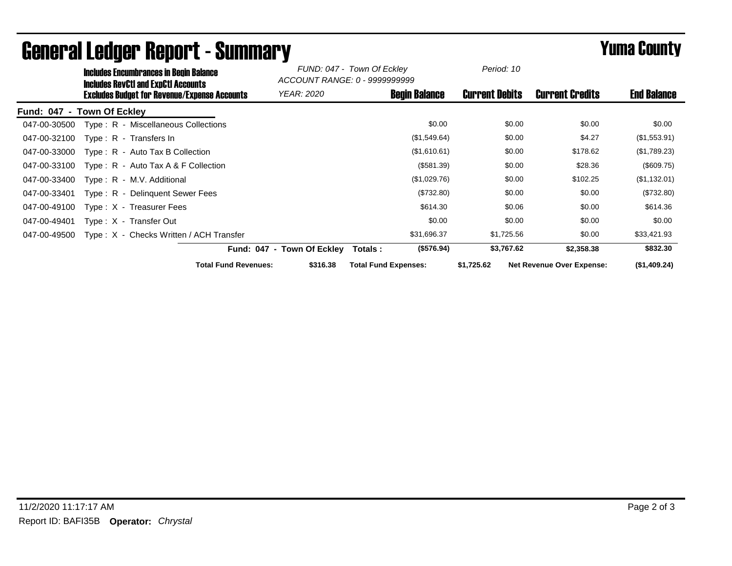# General Ledger Report - Summary

## Yuma County

**Includes Encumbrances in Begin Balance**
**Includes RevCtl and ExpCtl Accounts**
**Excludes Budget for Revenue/Expense Accounts**

*FUND: 047 - Town Of Eckley*
*ACCOUNT RANGE: 0 - 9999999999*
*YEAR: 2020*
*Period: 10*

| Account | Description | Begin Balance | Current Debits | Current Credits | End Balance |
|---|---|---|---|---|---|
| **Fund: 047 - Town Of Eckley** | | | | | |
| 047-00-30500 | Type : R - Miscellaneous Collections | $0.00 | $0.00 | $0.00 | $0.00 |
| 047-00-32100 | Type : R - Transfers In | ($1,549.64) | $0.00 | $4.27 | ($1,553.91) |
| 047-00-33000 | Type : R - Auto Tax B Collection | ($1,610.61) | $0.00 | $178.62 | ($1,789.23) |
| 047-00-33100 | Type : R - Auto Tax A & F Collection | ($581.39) | $0.00 | $28.36 | ($609.75) |
| 047-00-33400 | Type : R - M.V. Additional | ($1,029.76) | $0.00 | $102.25 | ($1,132.01) |
| 047-00-33401 | Type : R - Delinquent Sewer Fees | ($732.80) | $0.00 | $0.00 | ($732.80) |
| 047-00-49100 | Type : X - Treasurer Fees | $614.30 | $0.06 | $0.00 | $614.36 |
| 047-00-49401 | Type : X - Transfer Out | $0.00 | $0.00 | $0.00 | $0.00 |
| 047-00-49500 | Type : X - Checks Written / ACH Transfer | $31,696.37 | $1,725.56 | $0.00 | $33,421.93 |
| | **Fund: 047 - Town Of Eckley Totals :** | **($576.94)** | **$3,767.62** | **$2,358.38** | **$832.30** |

**Total Fund Revenues:** **$316.38** **Total Fund Expenses:** **$1,725.62** **Net Revenue Over Expense:** **($1,409.24)**

11/2/2020 11:17:17 AM

Report ID: BAFI35B **Operator:** *Chrystal*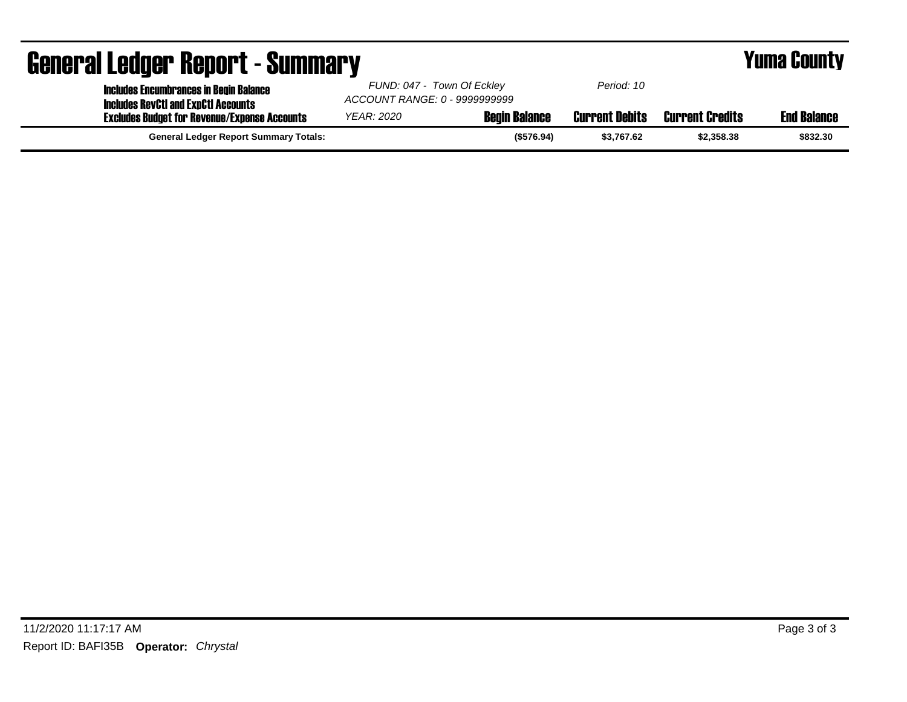# General Ledger Report - Summary

**Yuma County**

**Includes Encumbrances in Begin Balance**
**Includes RevCtl and ExpCtl Accounts**
**Excludes Budget for Revenue/Expense Accounts**

*FUND: 047 - Town Of Eckley*
*ACCOUNT RANGE: 0 - 9999999999*
*YEAR: 2020*

*Period: 10*

| | Begin Balance | Current Debits | Current Credits | End Balance |
|---|---|---|---|---|
| **General Ledger Report Summary Totals:** | **($576.94)** | **$3,767.62** | **$2,358.38** | **$832.30** |

11/2/2020 11:17:17 AM

Report ID: BAFI35B **Operator:** *Chrystal*